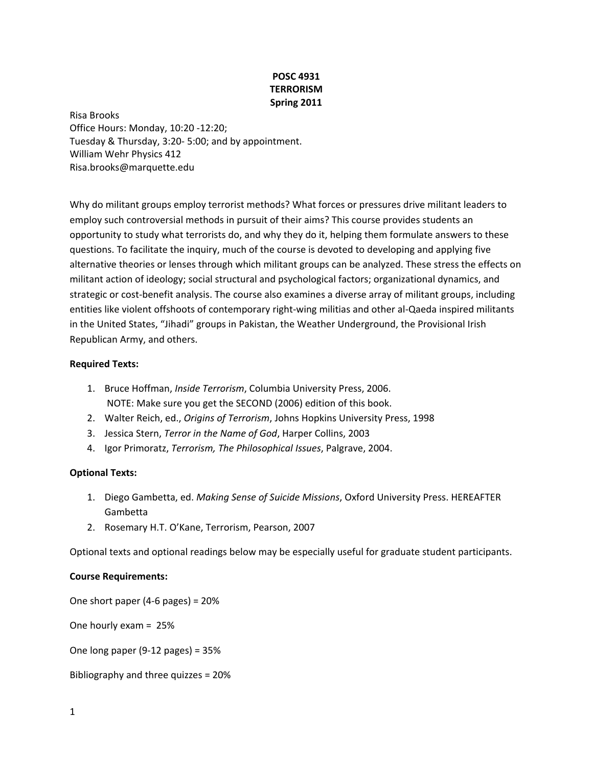**POSC 4931**
**TERRORISM**
**Spring 2011**

Risa Brooks
Office Hours: Monday, 10:20 -12:20;
Tuesday & Thursday, 3:20- 5:00; and by appointment.
William Wehr Physics 412
Risa.brooks@marquette.edu

Why do militant groups employ terrorist methods? What forces or pressures drive militant leaders to employ such controversial methods in pursuit of their aims? This course provides students an opportunity to study what terrorists do, and why they do it, helping them formulate answers to these questions. To facilitate the inquiry, much of the course is devoted to developing and applying five alternative theories or lenses through which militant groups can be analyzed. These stress the effects on militant action of ideology; social structural and psychological factors; organizational dynamics, and strategic or cost-benefit analysis. The course also examines a diverse array of militant groups, including entities like violent offshoots of contemporary right-wing militias and other al-Qaeda inspired militants in the United States, "Jihadi" groups in Pakistan, the Weather Underground, the Provisional Irish Republican Army, and others.

**Required Texts:**

1. Bruce Hoffman, *Inside Terrorism*, Columbia University Press, 2006.
   NOTE: Make sure you get the SECOND (2006) edition of this book.
2. Walter Reich, ed., *Origins of Terrorism*, Johns Hopkins University Press, 1998
3. Jessica Stern, *Terror in the Name of God*, Harper Collins, 2003
4. Igor Primoratz, *Terrorism, The Philosophical Issues*, Palgrave, 2004.

**Optional Texts:**

1. Diego Gambetta, ed. *Making Sense of Suicide Missions*, Oxford University Press. HEREAFTER Gambetta
2. Rosemary H.T. O'Kane, Terrorism, Pearson, 2007

Optional texts and optional readings below may be especially useful for graduate student participants.

**Course Requirements:**

One short paper (4-6 pages) = 20%

One hourly exam = 25%

One long paper (9-12 pages) = 35%

Bibliography and three quizzes = 20%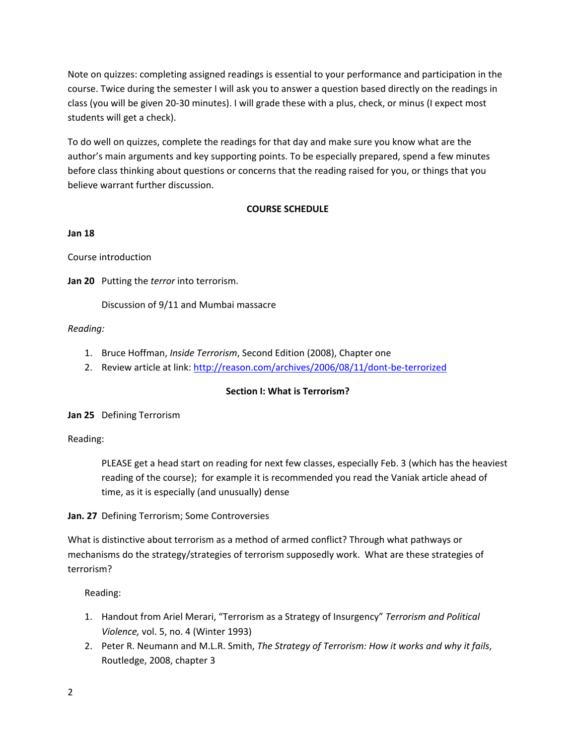Note on quizzes: completing assigned readings is essential to your performance and participation in the course. Twice during the semester I will ask you to answer a question based directly on the readings in class (you will be given 20-30 minutes). I will grade these with a plus, check, or minus (I expect most students will get a check).

To do well on quizzes, complete the readings for that day and make sure you know what are the author's main arguments and key supporting points. To be especially prepared, spend a few minutes before class thinking about questions or concerns that the reading raised for you, or things that you believe warrant further discussion.

## COURSE SCHEDULE

**Jan 18**

Course introduction

**Jan 20** Putting the *terror* into terrorism.

Discussion of 9/11 and Mumbai massacre

*Reading:*

1. Bruce Hoffman, *Inside Terrorism*, Second Edition (2008), Chapter one
2. Review article at link: [http://reason.com/archives/2006/08/11/dont-be-terrorized](http://reason.com/archives/2006/08/11/dont-be-terrorized)

## Section I: What is Terrorism?

**Jan 25** Defining Terrorism

Reading:

PLEASE get a head start on reading for next few classes, especially Feb. 3 (which has the heaviest reading of the course); for example it is recommended you read the Vaniak article ahead of time, as it is especially (and unusually) dense

**Jan. 27** Defining Terrorism; Some Controversies

What is distinctive about terrorism as a method of armed conflict? Through what pathways or mechanisms do the strategy/strategies of terrorism supposedly work. What are these strategies of terrorism?

Reading:

1. Handout from Ariel Merari, "Terrorism as a Strategy of Insurgency" *Terrorism and Political Violence,* vol. 5, no. 4 (Winter 1993)
2. Peter R. Neumann and M.L.R. Smith, *The Strategy of Terrorism: How it works and why it fails*, Routledge, 2008, chapter 3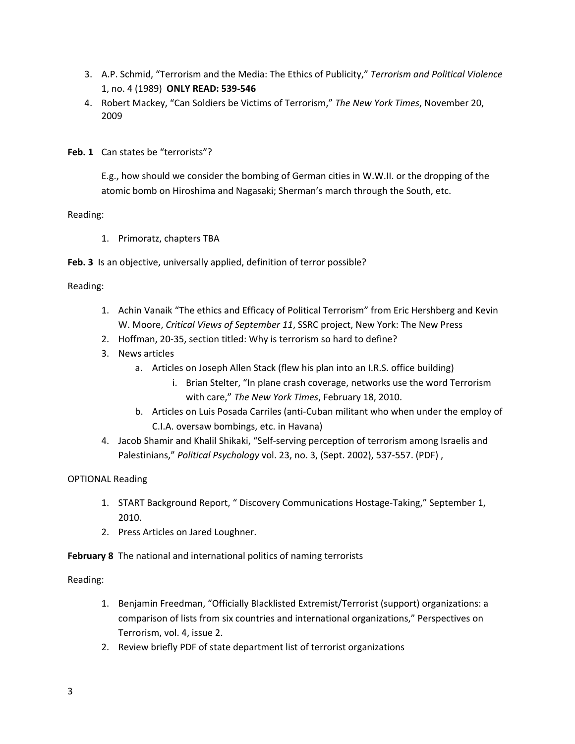3. A.P. Schmid, "Terrorism and the Media: The Ethics of Publicity," *Terrorism and Political Violence* 1, no. 4 (1989) **ONLY READ: 539-546**
4. Robert Mackey, "Can Soldiers be Victims of Terrorism," *The New York Times*, November 20, 2009

**Feb. 1** Can states be "terrorists"?

E.g., how should we consider the bombing of German cities in W.W.II. or the dropping of the atomic bomb on Hiroshima and Nagasaki; Sherman's march through the South, etc.

Reading:

1. Primoratz, chapters TBA

**Feb. 3** Is an objective, universally applied, definition of terror possible?

Reading:

1. Achin Vanaik "The ethics and Efficacy of Political Terrorism" from Eric Hershberg and Kevin W. Moore, *Critical Views of September 11*, SSRC project, New York: The New Press
2. Hoffman, 20-35, section titled: Why is terrorism so hard to define?
3. News articles
   a. Articles on Joseph Allen Stack (flew his plan into an I.R.S. office building)
      i. Brian Stelter, "In plane crash coverage, networks use the word Terrorism with care," *The New York Times*, February 18, 2010.
   b. Articles on Luis Posada Carriles (anti-Cuban militant who when under the employ of C.I.A. oversaw bombings, etc. in Havana)
4. Jacob Shamir and Khalil Shikaki, "Self-serving perception of terrorism among Israelis and Palestinians," *Political Psychology* vol. 23, no. 3, (Sept. 2002), 537-557. (PDF) ,

OPTIONAL Reading

1. START Background Report, " Discovery Communications Hostage-Taking," September 1, 2010.
2. Press Articles on Jared Loughner.

**February 8** The national and international politics of naming terrorists

Reading:

1. Benjamin Freedman, "Officially Blacklisted Extremist/Terrorist (support) organizations: a comparison of lists from six countries and international organizations," Perspectives on Terrorism, vol. 4, issue 2.
2. Review briefly PDF of state department list of terrorist organizations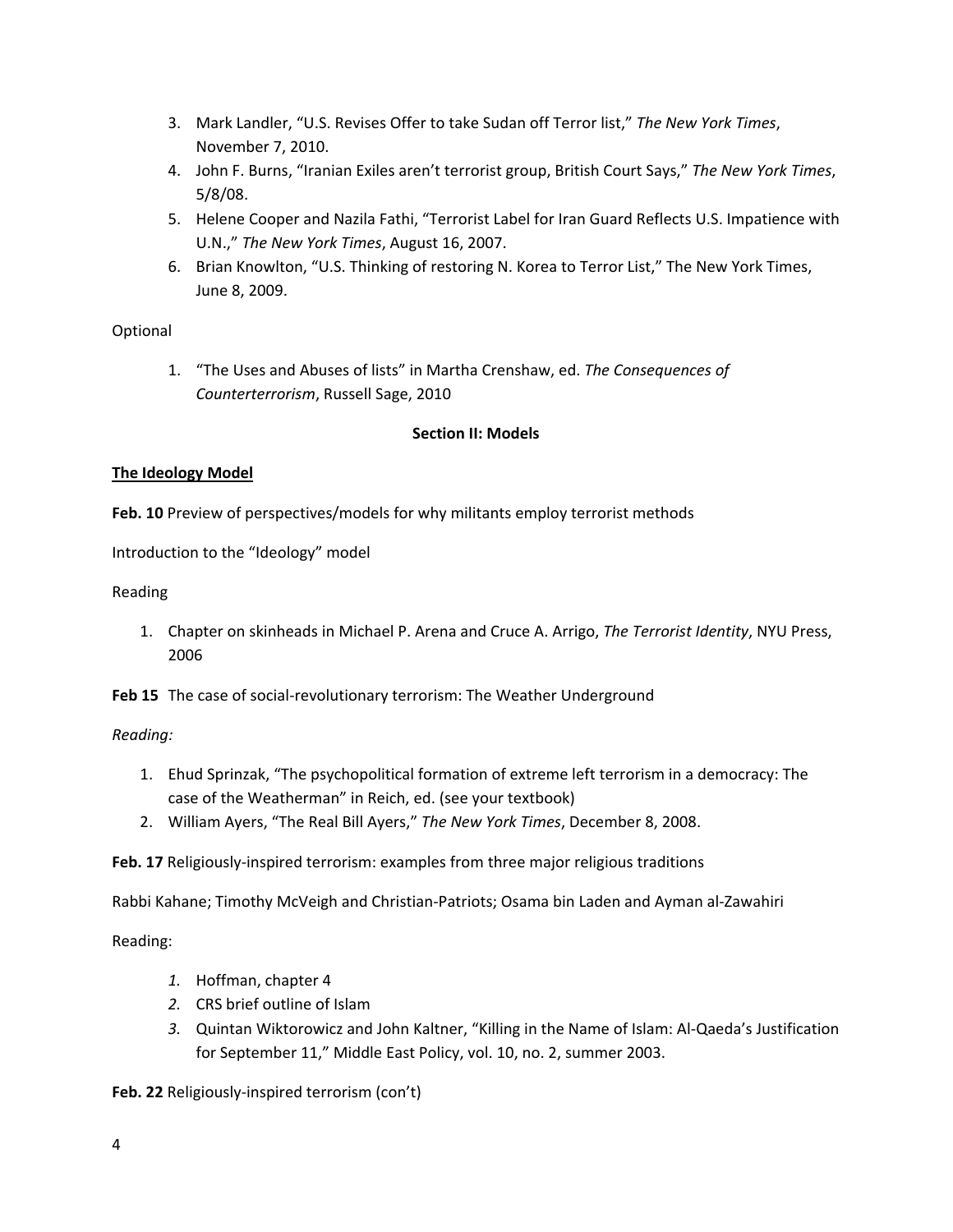3. Mark Landler, "U.S. Revises Offer to take Sudan off Terror list," *The New York Times*, November 7, 2010.
4. John F. Burns, "Iranian Exiles aren't terrorist group, British Court Says," *The New York Times*, 5/8/08.
5. Helene Cooper and Nazila Fathi, "Terrorist Label for Iran Guard Reflects U.S. Impatience with U.N.," *The New York Times*, August 16, 2007.
6. Brian Knowlton, "U.S. Thinking of restoring N. Korea to Terror List," The New York Times, June 8, 2009.

Optional

1. "The Uses and Abuses of lists" in Martha Crenshaw, ed. *The Consequences of Counterterrorism*, Russell Sage, 2010

**Section II: Models**

**The Ideology Model**

**Feb. 10** Preview of perspectives/models for why militants employ terrorist methods

Introduction to the "Ideology" model

Reading

1. Chapter on skinheads in Michael P. Arena and Cruce A. Arrigo, *The Terrorist Identity*, NYU Press, 2006

**Feb 15** The case of social-revolutionary terrorism: The Weather Underground

*Reading:*

1. Ehud Sprinzak, "The psychopolitical formation of extreme left terrorism in a democracy: The case of the Weatherman" in Reich, ed. (see your textbook)
2. William Ayers, "The Real Bill Ayers," *The New York Times*, December 8, 2008.

**Feb. 17** Religiously-inspired terrorism: examples from three major religious traditions

Rabbi Kahane; Timothy McVeigh and Christian-Patriots; Osama bin Laden and Ayman al-Zawahiri

Reading:

1. Hoffman, chapter 4
2. CRS brief outline of Islam
3. Quintan Wiktorowicz and John Kaltner, "Killing in the Name of Islam: Al-Qaeda's Justification for September 11," Middle East Policy, vol. 10, no. 2, summer 2003.

**Feb. 22** Religiously-inspired terrorism (con't)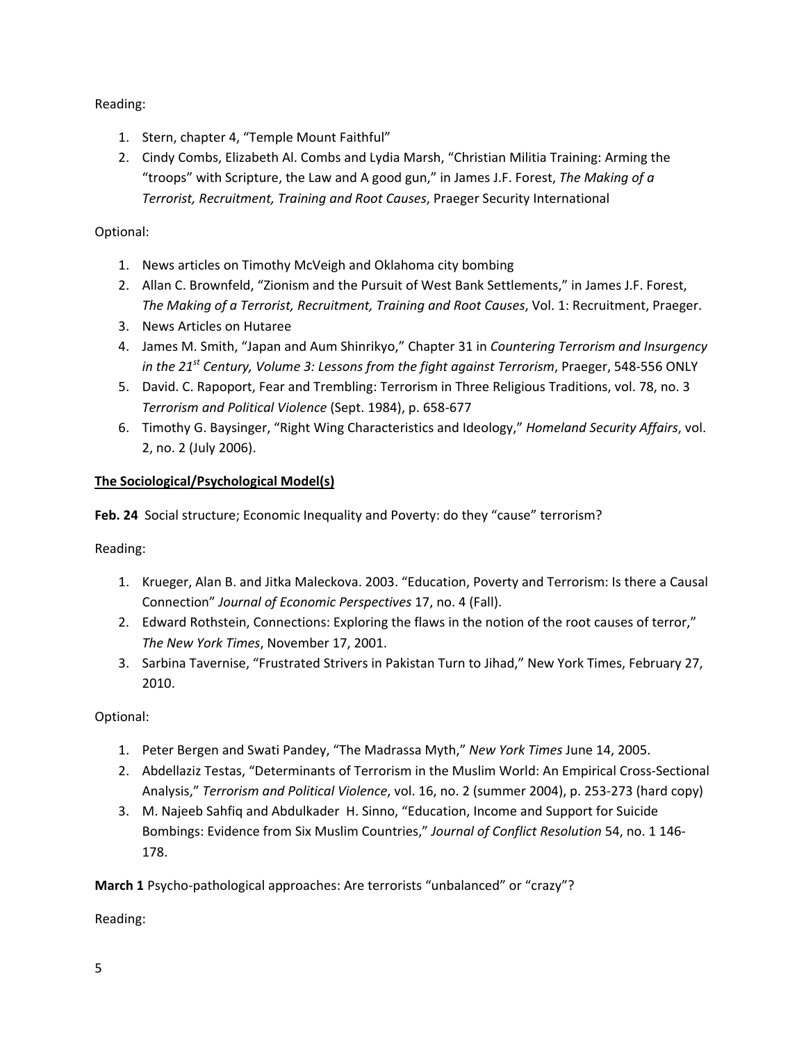Reading:

1. Stern, chapter 4, "Temple Mount Faithful"
2. Cindy Combs, Elizabeth Al. Combs and Lydia Marsh, "Christian Militia Training: Arming the "troops" with Scripture, the Law and A good gun," in James J.F. Forest, *The Making of a Terrorist, Recruitment, Training and Root Causes*, Praeger Security International

Optional:

1. News articles on Timothy McVeigh and Oklahoma city bombing
2. Allan C. Brownfeld, "Zionism and the Pursuit of West Bank Settlements," in James J.F. Forest, *The Making of a Terrorist, Recruitment, Training and Root Causes*, Vol. 1: Recruitment, Praeger.
3. News Articles on Hutaree
4. James M. Smith, "Japan and Aum Shinrikyo," Chapter 31 in *Countering Terrorism and Insurgency in the 21st Century, Volume 3: Lessons from the fight against Terrorism*, Praeger, 548-556 ONLY
5. David. C. Rapoport, Fear and Trembling: Terrorism in Three Religious Traditions, vol. 78, no. 3 *Terrorism and Political Violence* (Sept. 1984), p. 658-677
6. Timothy G. Baysinger, "Right Wing Characteristics and Ideology," *Homeland Security Affairs*, vol. 2, no. 2 (July 2006).

**The Sociological/Psychological Model(s)**

**Feb. 24** Social structure; Economic Inequality and Poverty: do they "cause" terrorism?

Reading:

1. Krueger, Alan B. and Jitka Maleckova. 2003. "Education, Poverty and Terrorism: Is there a Causal Connection" *Journal of Economic Perspectives* 17, no. 4 (Fall).
2. Edward Rothstein, Connections: Exploring the flaws in the notion of the root causes of terror," *The New York Times*, November 17, 2001.
3. Sarbina Tavernise, "Frustrated Strivers in Pakistan Turn to Jihad," New York Times, February 27, 2010.

Optional:

1. Peter Bergen and Swati Pandey, "The Madrassa Myth," *New York Times* June 14, 2005.
2. Abdellaziz Testas, "Determinants of Terrorism in the Muslim World: An Empirical Cross-Sectional Analysis," *Terrorism and Political Violence*, vol. 16, no. 2 (summer 2004), p. 253-273 (hard copy)
3. M. Najeeb Sahfiq and Abdulkader H. Sinno, "Education, Income and Support for Suicide Bombings: Evidence from Six Muslim Countries," *Journal of Conflict Resolution* 54, no. 1 146-178.

**March 1** Psycho-pathological approaches: Are terrorists "unbalanced" or "crazy"?

Reading: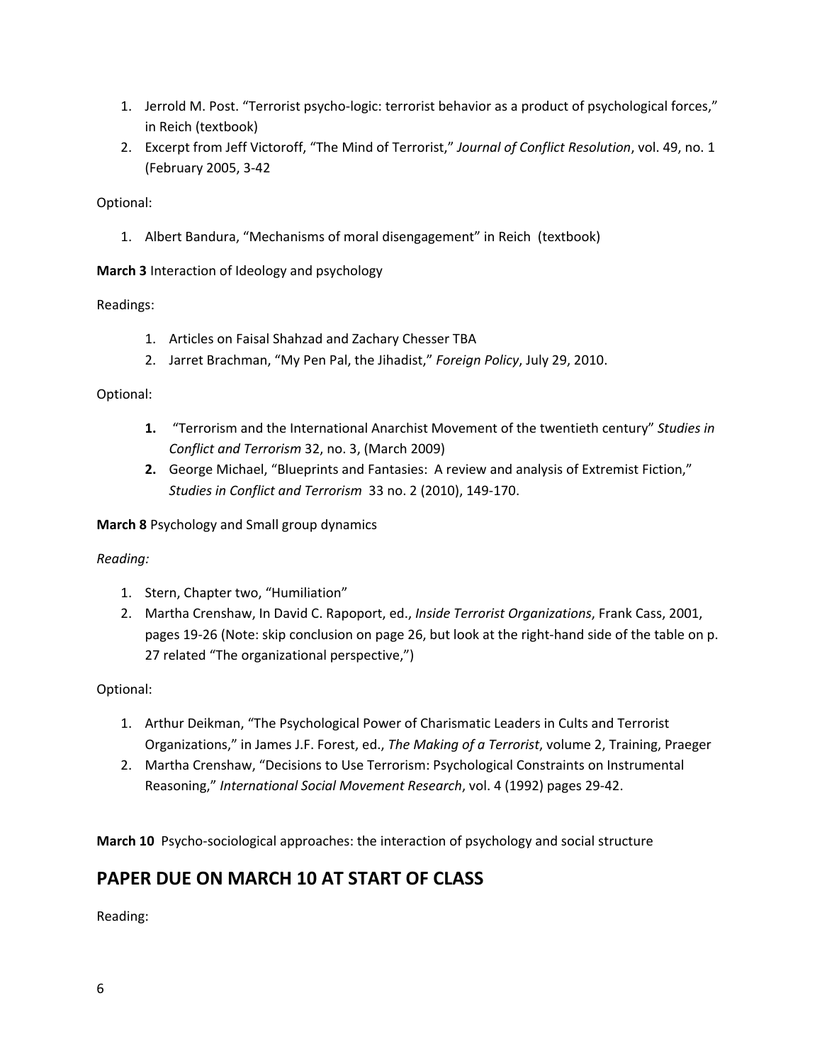1. Jerrold M. Post. "Terrorist psycho-logic: terrorist behavior as a product of psychological forces," in Reich (textbook)
2. Excerpt from Jeff Victoroff, "The Mind of Terrorist," *Journal of Conflict Resolution*, vol. 49, no. 1 (February 2005, 3-42

Optional:

1. Albert Bandura, "Mechanisms of moral disengagement" in Reich (textbook)

**March 3** Interaction of Ideology and psychology

Readings:

1. Articles on Faisal Shahzad and Zachary Chesser TBA
2. Jarret Brachman, "My Pen Pal, the Jihadist," *Foreign Policy*, July 29, 2010.

Optional:

1. "Terrorism and the International Anarchist Movement of the twentieth century" *Studies in Conflict and Terrorism* 32, no. 3, (March 2009)
2. George Michael, "Blueprints and Fantasies: A review and analysis of Extremist Fiction," *Studies in Conflict and Terrorism* 33 no. 2 (2010), 149-170.

**March 8** Psychology and Small group dynamics

*Reading:*

1. Stern, Chapter two, "Humiliation"
2. Martha Crenshaw, In David C. Rapoport, ed., *Inside Terrorist Organizations*, Frank Cass, 2001, pages 19-26 (Note: skip conclusion on page 26, but look at the right-hand side of the table on p. 27 related "The organizational perspective,")

Optional:

1. Arthur Deikman, "The Psychological Power of Charismatic Leaders in Cults and Terrorist Organizations," in James J.F. Forest, ed., *The Making of a Terrorist*, volume 2, Training, Praeger
2. Martha Crenshaw, "Decisions to Use Terrorism: Psychological Constraints on Instrumental Reasoning," *International Social Movement Research*, vol. 4 (1992) pages 29-42.

**March 10** Psycho-sociological approaches: the interaction of psychology and social structure

## PAPER DUE ON MARCH 10 AT START OF CLASS

Reading: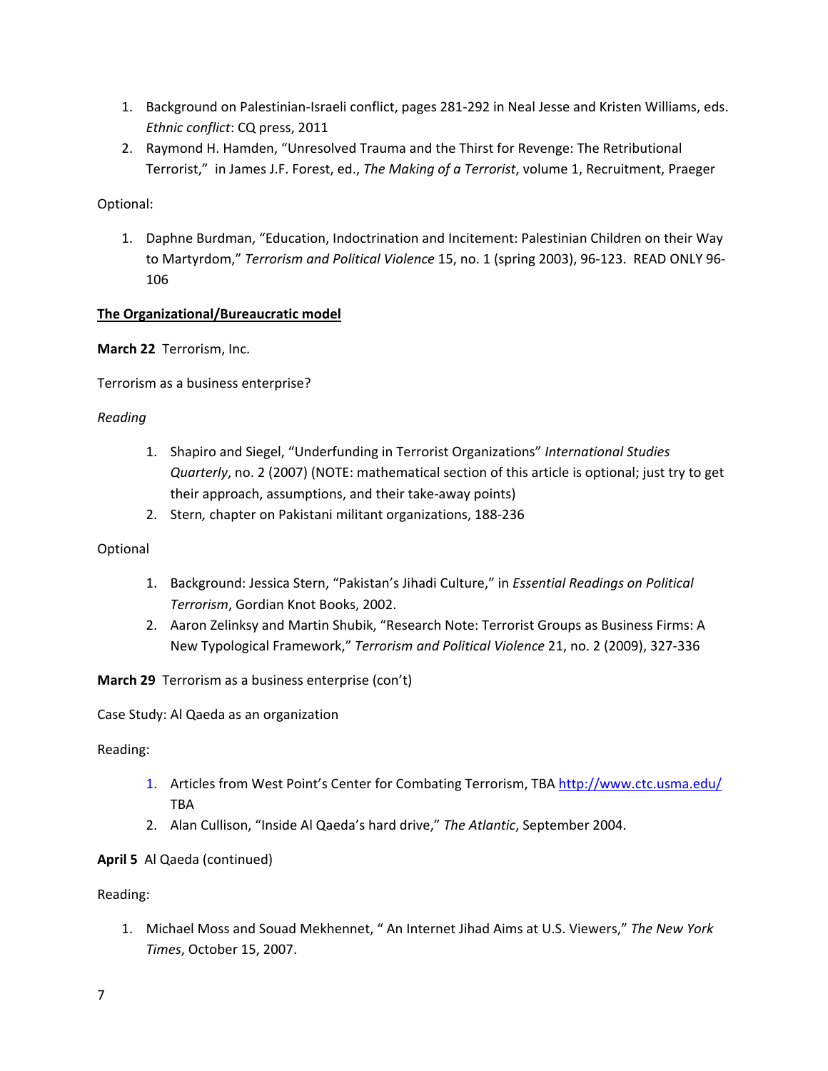1. Background on Palestinian-Israeli conflict, pages 281-292 in Neal Jesse and Kristen Williams, eds. *Ethnic conflict*: CQ press, 2011
2. Raymond H. Hamden, "Unresolved Trauma and the Thirst for Revenge: The Retributional Terrorist," in James J.F. Forest, ed., *The Making of a Terrorist*, volume 1, Recruitment, Praeger

Optional:

1. Daphne Burdman, "Education, Indoctrination and Incitement: Palestinian Children on their Way to Martyrdom," *Terrorism and Political Violence* 15, no. 1 (spring 2003), 96-123. READ ONLY 96-106

**The Organizational/Bureaucratic model**

**March 22** Terrorism, Inc.

Terrorism as a business enterprise?

*Reading*

1. Shapiro and Siegel, "Underfunding in Terrorist Organizations" *International Studies Quarterly*, no. 2 (2007) (NOTE: mathematical section of this article is optional; just try to get their approach, assumptions, and their take-away points)
2. Stern, chapter on Pakistani militant organizations, 188-236

Optional

1. Background: Jessica Stern, "Pakistan's Jihadi Culture," in *Essential Readings on Political Terrorism*, Gordian Knot Books, 2002.
2. Aaron Zelinksy and Martin Shubik, "Research Note: Terrorist Groups as Business Firms: A New Typological Framework," *Terrorism and Political Violence* 21, no. 2 (2009), 327-336

**March 29** Terrorism as a business enterprise (con't)

Case Study: Al Qaeda as an organization

Reading:

1. Articles from West Point's Center for Combating Terrorism, TBA http://www.ctc.usma.edu/ TBA
2. Alan Cullison, "Inside Al Qaeda's hard drive," *The Atlantic*, September 2004.

**April 5** Al Qaeda (continued)

Reading:

1. Michael Moss and Souad Mekhennet, " An Internet Jihad Aims at U.S. Viewers," *The New York Times*, October 15, 2007.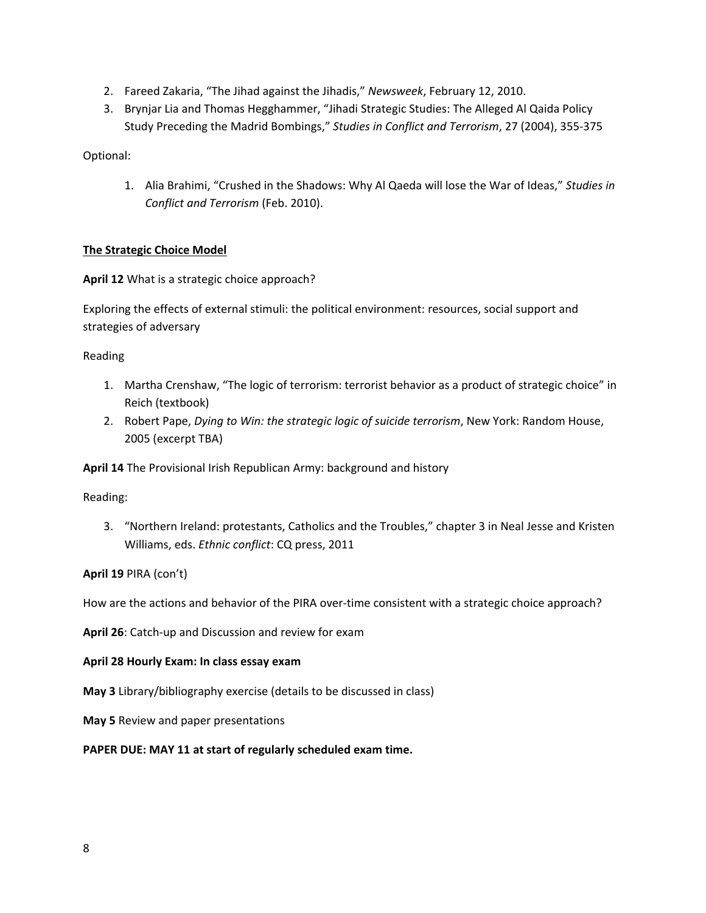2. Fareed Zakaria, "The Jihad against the Jihadis," *Newsweek*, February 12, 2010.
3. Brynjar Lia and Thomas Hegghammer, "Jihadi Strategic Studies: The Alleged Al Qaida Policy Study Preceding the Madrid Bombings," *Studies in Conflict and Terrorism*, 27 (2004), 355-375

Optional:

1. Alia Brahimi, "Crushed in the Shadows: Why Al Qaeda will lose the War of Ideas," *Studies in Conflict and Terrorism* (Feb. 2010).

<u>**The Strategic Choice Model**</u>

**April 12** What is a strategic choice approach?

Exploring the effects of external stimuli: the political environment: resources, social support and strategies of adversary

Reading

1. Martha Crenshaw, "The logic of terrorism: terrorist behavior as a product of strategic choice" in Reich (textbook)
2. Robert Pape, *Dying to Win: the strategic logic of suicide terrorism*, New York: Random House, 2005 (excerpt TBA)

**April 14** The Provisional Irish Republican Army: background and history

Reading:

3. "Northern Ireland: protestants, Catholics and the Troubles," chapter 3 in Neal Jesse and Kristen Williams, eds. *Ethnic conflict*: CQ press, 2011

**April 19** PIRA (con't)

How are the actions and behavior of the PIRA over-time consistent with a strategic choice approach?

**April 26**: Catch-up and Discussion and review for exam

**April 28 Hourly Exam: In class essay exam**

**May 3** Library/bibliography exercise (details to be discussed in class)

**May 5** Review and paper presentations

**PAPER DUE: MAY 11 at start of regularly scheduled exam time.**